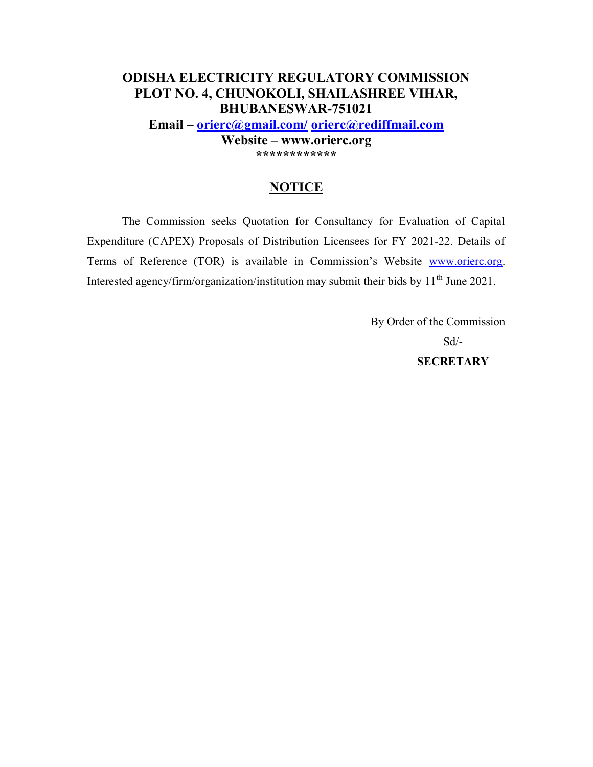**ODISHA ELECTRICITY REGULATORY COMMISSION**
**PLOT NO. 4, CHUNOKOLI, SHAILASHREE VIHAR,**
**BHUBANESWAR-751021**
**Email – orierc@gmail.com/ orierc@rediffmail.com**
**Website – www.orierc.org**
**************

# NOTICE

The Commission seeks Quotation for Consultancy for Evaluation of Capital Expenditure (CAPEX) Proposals of Distribution Licensees for FY 2021-22. Details of Terms of Reference (TOR) is available in Commission's Website www.orierc.org. Interested agency/firm/organization/institution may submit their bids by 11th June 2021.

By Order of the Commission

Sd/-

**SECRETARY**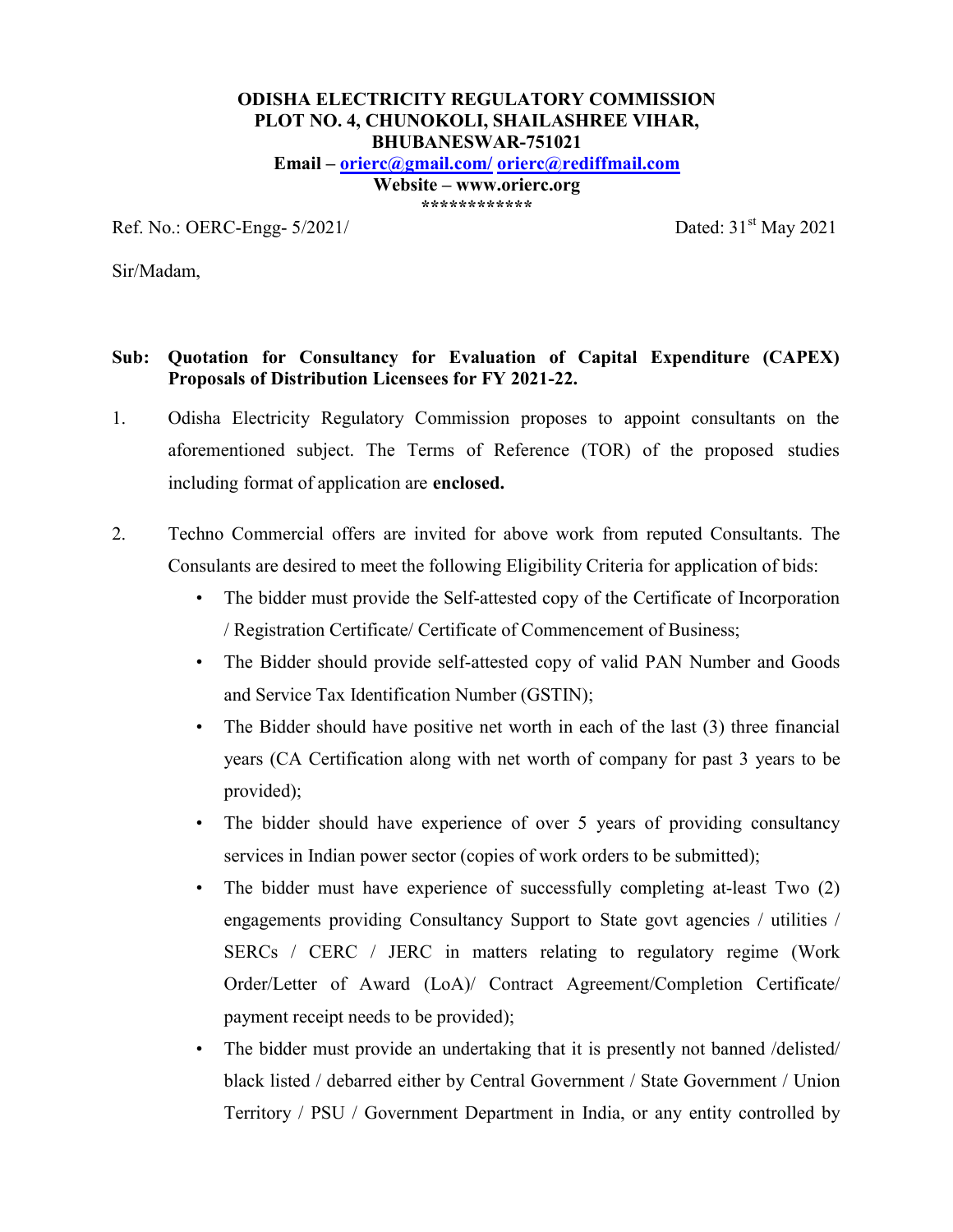**ODISHA ELECTRICITY REGULATORY COMMISSION**
**PLOT NO. 4, CHUNOKOLI, SHAILASHREE VIHAR,**
**BHUBANESWAR-751021**
**Email – orierc@gmail.com/ orierc@rediffmail.com**
**Website – www.orierc.org**
**\*\*\*\*\*\*\*\*\*\*\*\***

Ref. No.: OERC-Engg- 5/2021/ Dated: 31st May 2021

Sir/Madam,

**Sub: Quotation for Consultancy for Evaluation of Capital Expenditure (CAPEX) Proposals of Distribution Licensees for FY 2021-22.**

1. Odisha Electricity Regulatory Commission proposes to appoint consultants on the aforementioned subject. The Terms of Reference (TOR) of the proposed studies including format of application are **enclosed.**

2. Techno Commercial offers are invited for above work from reputed Consultants. The Consulants are desired to meet the following Eligibility Criteria for application of bids:
   - The bidder must provide the Self-attested copy of the Certificate of Incorporation / Registration Certificate/ Certificate of Commencement of Business;
   - The Bidder should provide self-attested copy of valid PAN Number and Goods and Service Tax Identification Number (GSTIN);
   - The Bidder should have positive net worth in each of the last (3) three financial years (CA Certification along with net worth of company for past 3 years to be provided);
   - The bidder should have experience of over 5 years of providing consultancy services in Indian power sector (copies of work orders to be submitted);
   - The bidder must have experience of successfully completing at-least Two (2) engagements providing Consultancy Support to State govt agencies / utilities / SERCs / CERC / JERC in matters relating to regulatory regime (Work Order/Letter of Award (LoA)/ Contract Agreement/Completion Certificate/ payment receipt needs to be provided);
   - The bidder must provide an undertaking that it is presently not banned /delisted/ black listed / debarred either by Central Government / State Government / Union Territory / PSU / Government Department in India, or any entity controlled by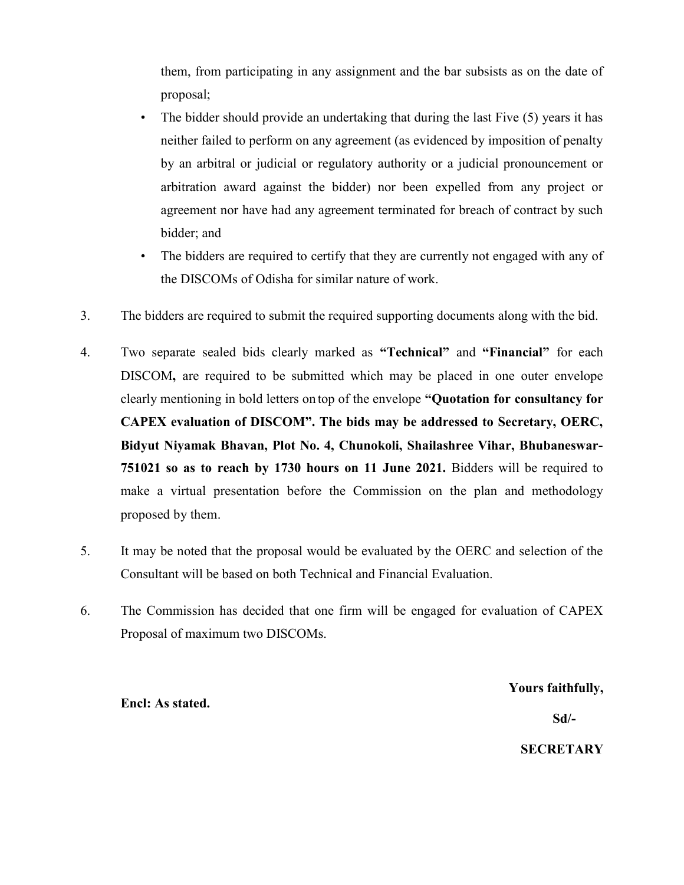them, from participating in any assignment and the bar subsists as on the date of proposal;

- The bidder should provide an undertaking that during the last Five (5) years it has neither failed to perform on any agreement (as evidenced by imposition of penalty by an arbitral or judicial or regulatory authority or a judicial pronouncement or arbitration award against the bidder) nor been expelled from any project or agreement nor have had any agreement terminated for breach of contract by such bidder; and
- The bidders are required to certify that they are currently not engaged with any of the DISCOMs of Odisha for similar nature of work.

3. The bidders are required to submit the required supporting documents along with the bid.

4. Two separate sealed bids clearly marked as **"Technical"** and **"Financial"** for each DISCOM**,** are required to be submitted which may be placed in one outer envelope clearly mentioning in bold letters on top of the envelope **"Quotation for consultancy for CAPEX evaluation of DISCOM". The bids may be addressed to Secretary, OERC, Bidyut Niyamak Bhavan, Plot No. 4, Chunokoli, Shailashree Vihar, Bhubaneswar-751021 so as to reach by 1730 hours on 11 June 2021.** Bidders will be required to make a virtual presentation before the Commission on the plan and methodology proposed by them.

5. It may be noted that the proposal would be evaluated by the OERC and selection of the Consultant will be based on both Technical and Financial Evaluation.

6. The Commission has decided that one firm will be engaged for evaluation of CAPEX Proposal of maximum two DISCOMs.

**Yours faithfully,**

**Encl: As stated.**

**Sd/-**

**SECRETARY**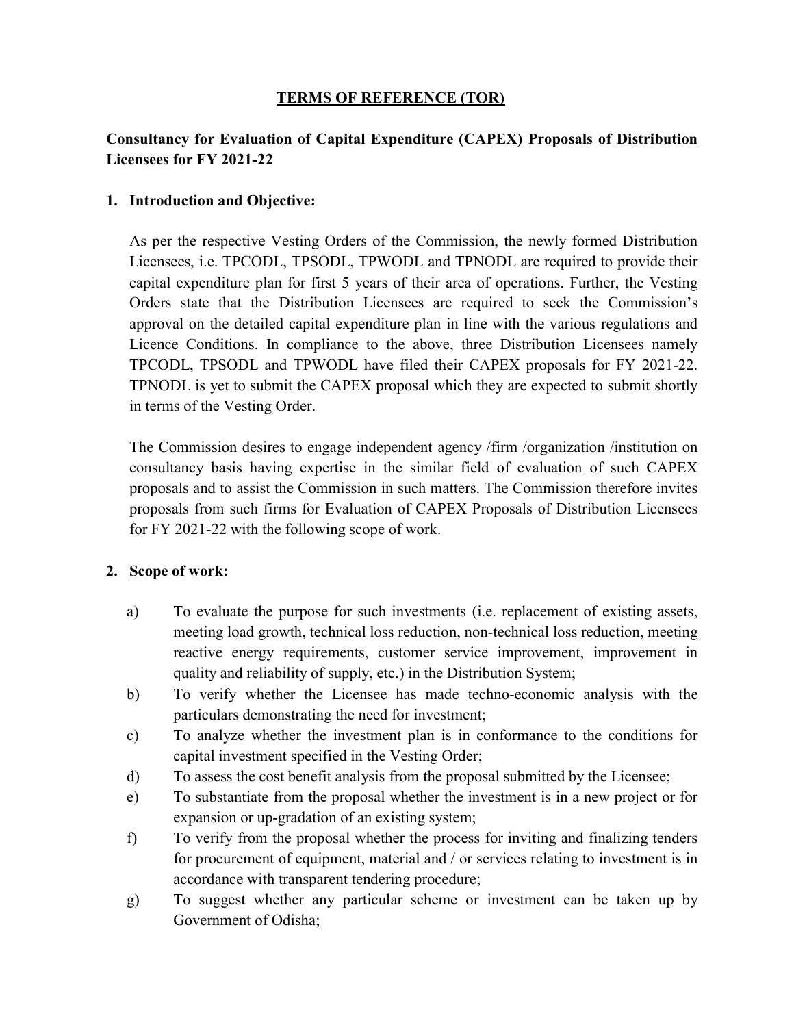## TERMS OF REFERENCE (TOR)

### Consultancy for Evaluation of Capital Expenditure (CAPEX) Proposals of Distribution Licensees for FY 2021-22

### 1. Introduction and Objective:

As per the respective Vesting Orders of the Commission, the newly formed Distribution Licensees, i.e. TPCODL, TPSODL, TPWODL and TPNODL are required to provide their capital expenditure plan for first 5 years of their area of operations. Further, the Vesting Orders state that the Distribution Licensees are required to seek the Commission's approval on the detailed capital expenditure plan in line with the various regulations and Licence Conditions. In compliance to the above, three Distribution Licensees namely TPCODL, TPSODL and TPWODL have filed their CAPEX proposals for FY 2021-22. TPNODL is yet to submit the CAPEX proposal which they are expected to submit shortly in terms of the Vesting Order.

The Commission desires to engage independent agency /firm /organization /institution on consultancy basis having expertise in the similar field of evaluation of such CAPEX proposals and to assist the Commission in such matters. The Commission therefore invites proposals from such firms for Evaluation of CAPEX Proposals of Distribution Licensees for FY 2021-22 with the following scope of work.

### 2. Scope of work:

a) To evaluate the purpose for such investments (i.e. replacement of existing assets, meeting load growth, technical loss reduction, non-technical loss reduction, meeting reactive energy requirements, customer service improvement, improvement in quality and reliability of supply, etc.) in the Distribution System;

b) To verify whether the Licensee has made techno-economic analysis with the particulars demonstrating the need for investment;

c) To analyze whether the investment plan is in conformance to the conditions for capital investment specified in the Vesting Order;

d) To assess the cost benefit analysis from the proposal submitted by the Licensee;

e) To substantiate from the proposal whether the investment is in a new project or for expansion or up-gradation of an existing system;

f) To verify from the proposal whether the process for inviting and finalizing tenders for procurement of equipment, material and / or services relating to investment is in accordance with transparent tendering procedure;

g) To suggest whether any particular scheme or investment can be taken up by Government of Odisha;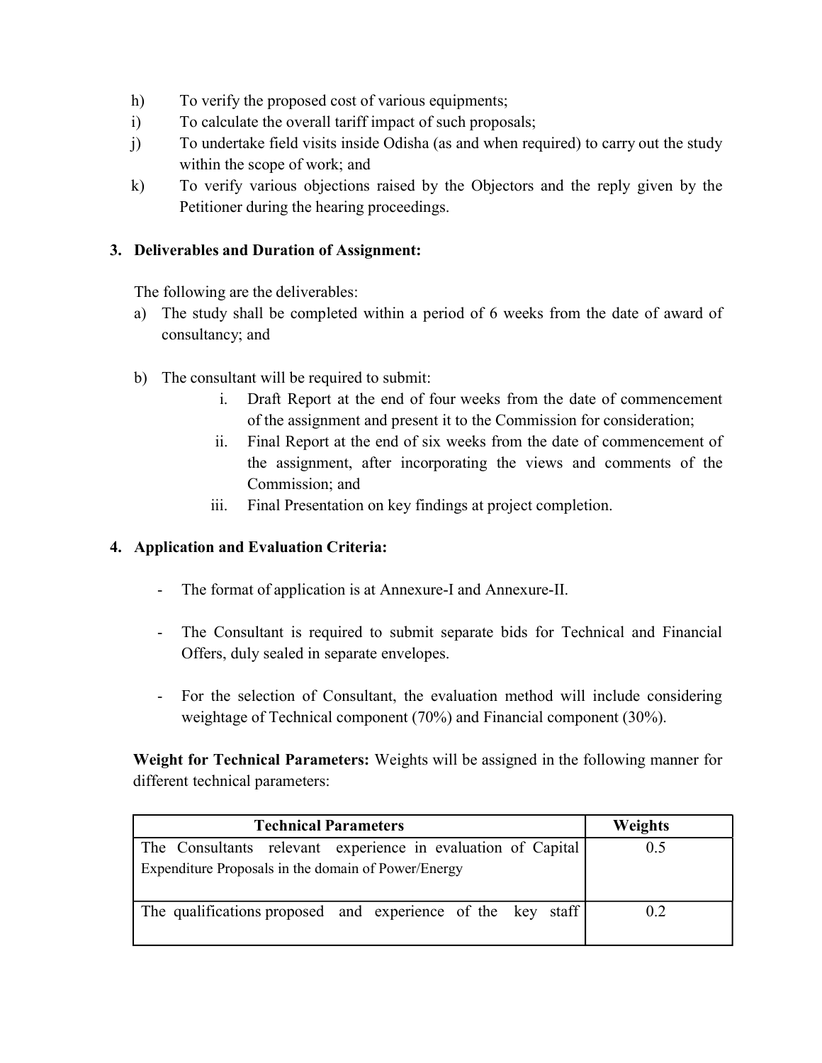h) To verify the proposed cost of various equipments;

i) To calculate the overall tariff impact of such proposals;

j) To undertake field visits inside Odisha (as and when required) to carry out the study within the scope of work; and

k) To verify various objections raised by the Objectors and the reply given by the Petitioner during the hearing proceedings.

## 3. Deliverables and Duration of Assignment:

The following are the deliverables:

a) The study shall be completed within a period of 6 weeks from the date of award of consultancy; and

b) The consultant will be required to submit:

   i. Draft Report at the end of four weeks from the date of commencement of the assignment and present it to the Commission for consideration;

   ii. Final Report at the end of six weeks from the date of commencement of the assignment, after incorporating the views and comments of the Commission; and

   iii. Final Presentation on key findings at project completion.

## 4. Application and Evaluation Criteria:

- The format of application is at Annexure-I and Annexure-II.

- The Consultant is required to submit separate bids for Technical and Financial Offers, duly sealed in separate envelopes.

- For the selection of Consultant, the evaluation method will include considering weightage of Technical component (70%) and Financial component (30%).

**Weight for Technical Parameters:** Weights will be assigned in the following manner for different technical parameters:

| Technical Parameters | Weights |
|---|---|
| The Consultants relevant experience in evaluation of Capital Expenditure Proposals in the domain of Power/Energy | 0.5 |
| The qualifications proposed and experience of the key staff | 0.2 |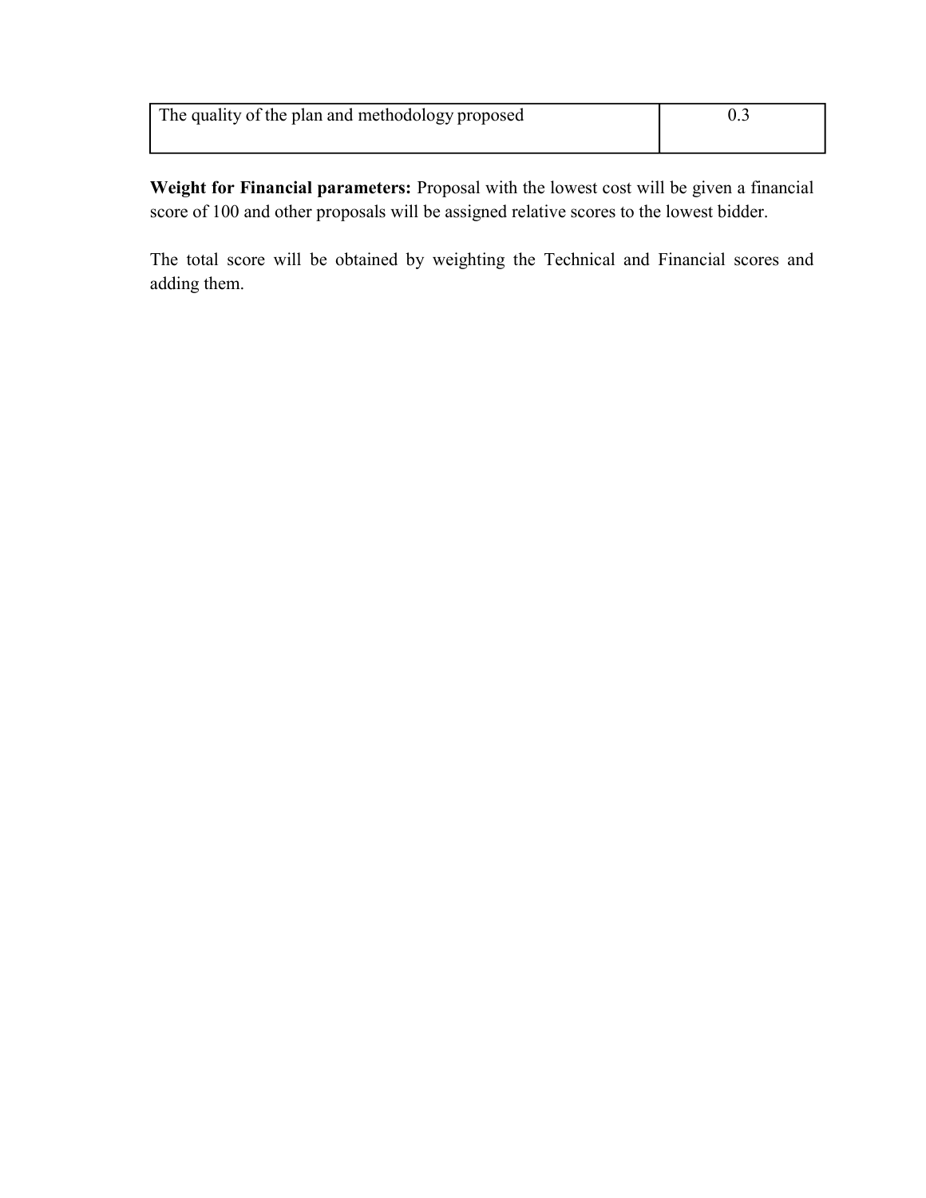| The quality of the plan and methodology proposed | 0.3 |
|---|---|

**Weight for Financial parameters:** Proposal with the lowest cost will be given a financial score of 100 and other proposals will be assigned relative scores to the lowest bidder.

The total score will be obtained by weighting the Technical and Financial scores and adding them.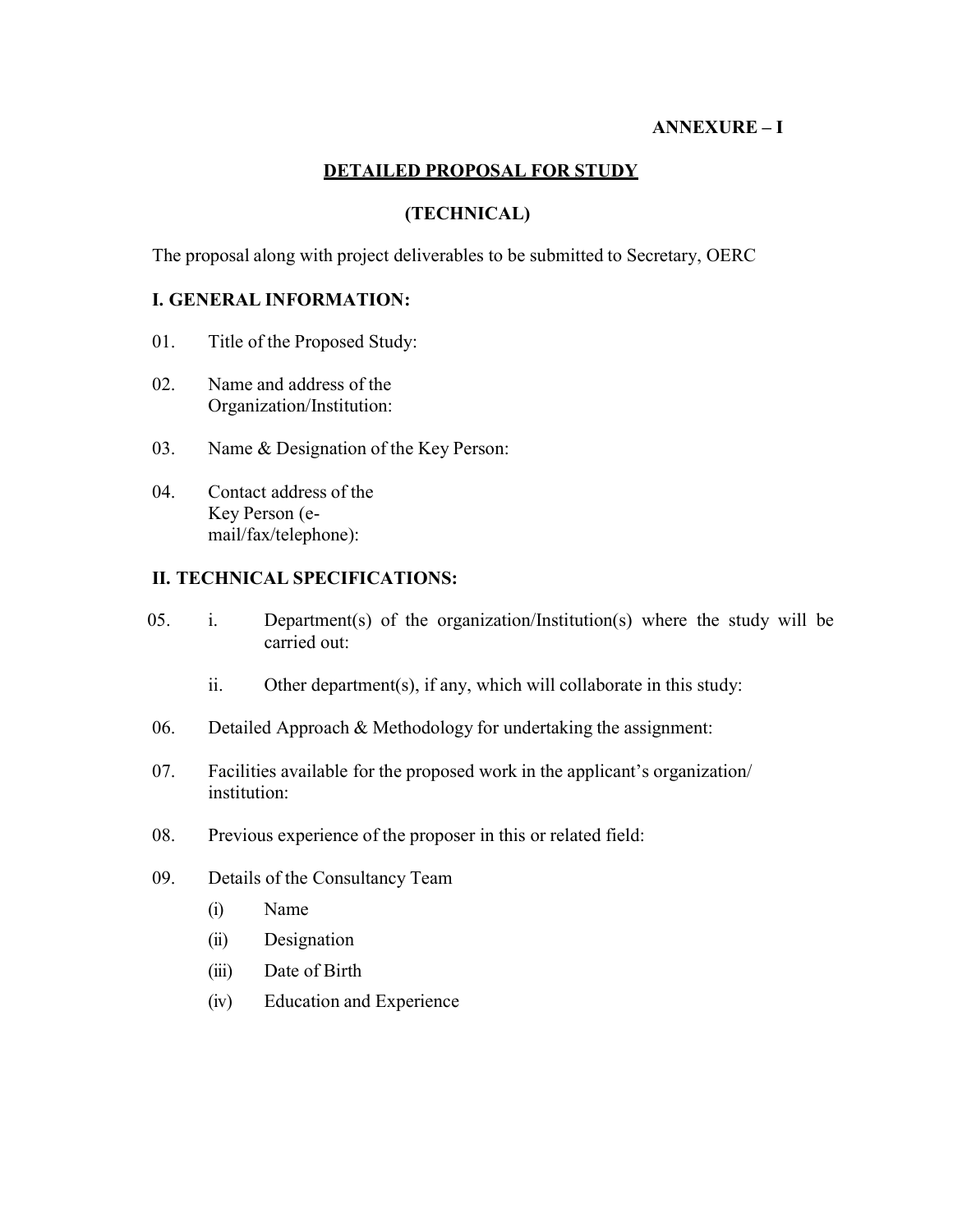**ANNEXURE – I**

## DETAILED PROPOSAL FOR STUDY

### (TECHNICAL)

The proposal along with project deliverables to be submitted to Secretary, OERC

### I. GENERAL INFORMATION:

01. Title of the Proposed Study:

02. Name and address of the Organization/Institution:

03. Name & Designation of the Key Person:

04. Contact address of the Key Person (e-mail/fax/telephone):

### II. TECHNICAL SPECIFICATIONS:

05.
   - i. Department(s) of the organization/Institution(s) where the study will be carried out:
   - ii. Other department(s), if any, which will collaborate in this study:

06. Detailed Approach & Methodology for undertaking the assignment:

07. Facilities available for the proposed work in the applicant's organization/ institution:

08. Previous experience of the proposer in this or related field:

09. Details of the Consultancy Team
   - (i) Name
   - (ii) Designation
   - (iii) Date of Birth
   - (iv) Education and Experience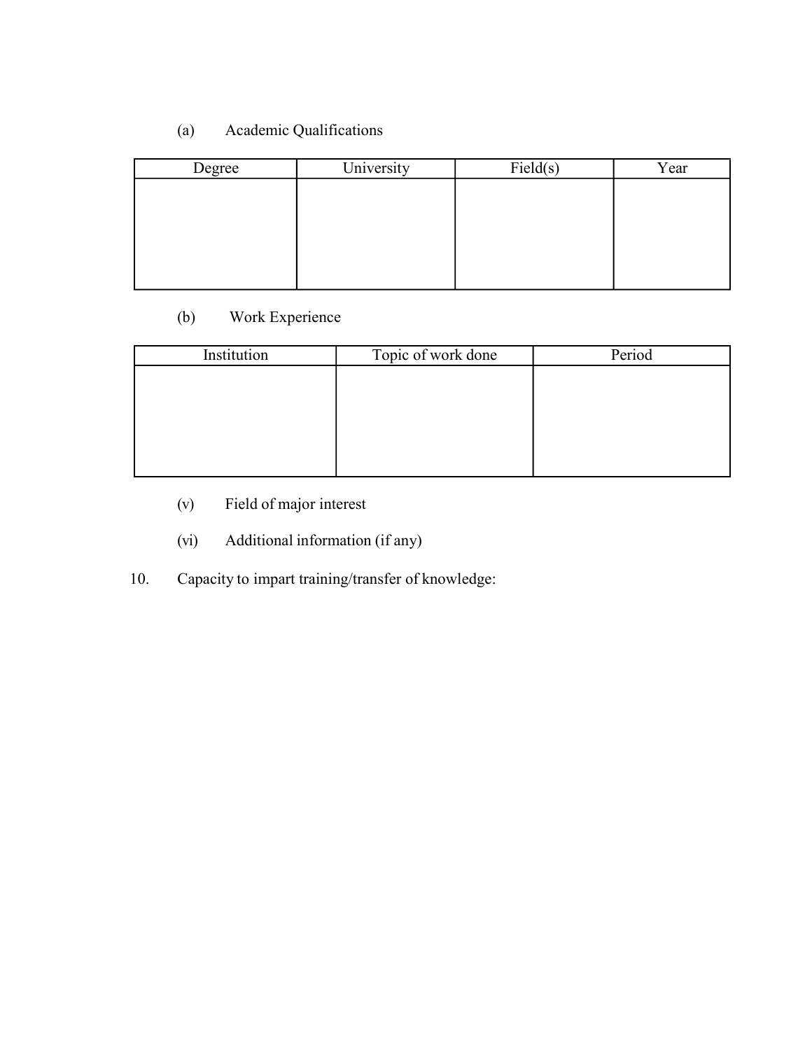(a) Academic Qualifications

| Degree | University | Field(s) | Year |
|---|---|---|---|
| | | | |

(b) Work Experience

| Institution | Topic of work done | Period |
|---|---|---|
| | | |

(v) Field of major interest

(vi) Additional information (if any)

10. Capacity to impart training/transfer of knowledge: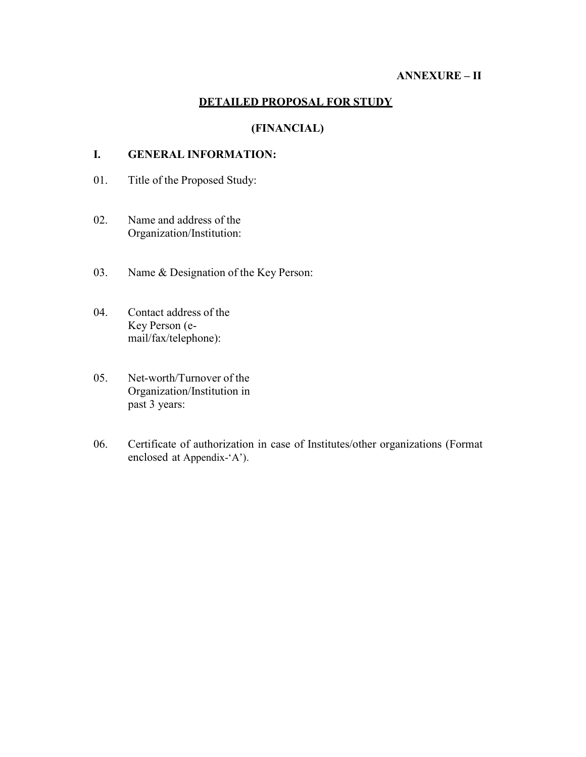**ANNEXURE – II**

## DETAILED PROPOSAL FOR STUDY

## (FINANCIAL)

### I. GENERAL INFORMATION:

01. Title of the Proposed Study:

02. Name and address of the Organization/Institution:

03. Name & Designation of the Key Person:

04. Contact address of the Key Person (e-mail/fax/telephone):

05. Net-worth/Turnover of the Organization/Institution in past 3 years:

06. Certificate of authorization in case of Institutes/other organizations (Format enclosed at Appendix-'A').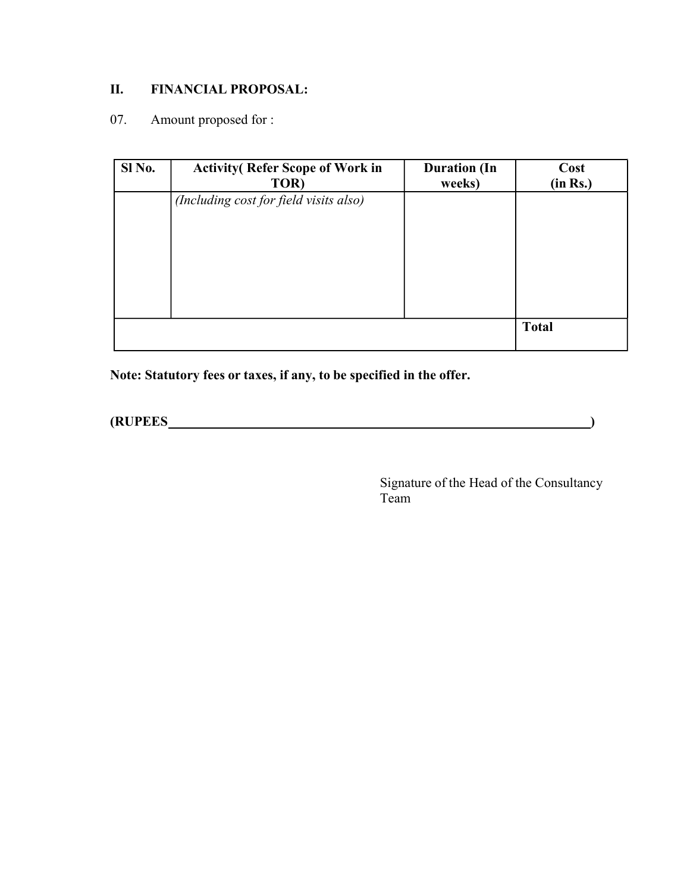## II. FINANCIAL PROPOSAL:

07. Amount proposed for :

| Sl No. | Activity( Refer Scope of Work in TOR) | Duration (In weeks) | Cost (in Rs.) |
|---|---|---|---|
| | *(Including cost for field visits also)* | | |
| | | | **Total** |

**Note: Statutory fees or taxes, if any, to be specified in the offer.**

**(RUPEES\_\_\_\_\_\_\_\_\_\_\_\_\_\_\_\_\_\_\_\_\_\_\_\_\_\_\_\_\_\_\_\_\_\_\_\_\_\_\_\_\_\_\_\_\_\_\_\_\_\_\_\_\_\_\_\_\_\_\_\_)**

Signature of the Head of the Consultancy Team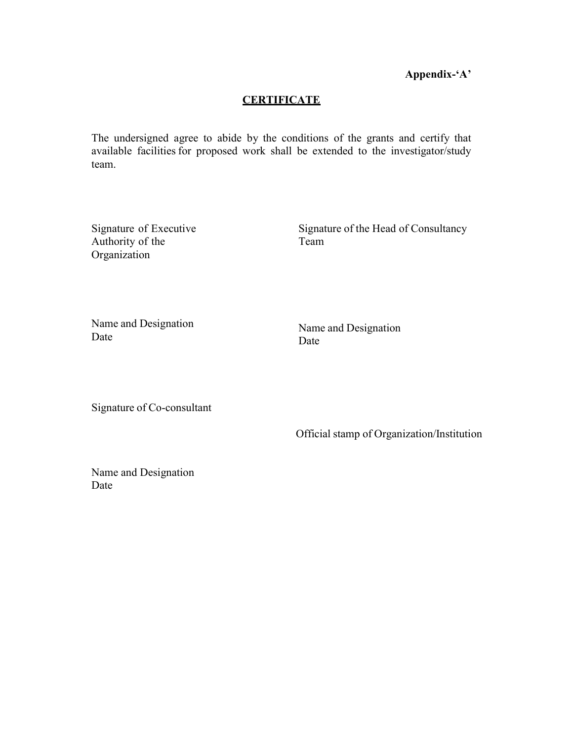**Appendix-'A'**

## CERTIFICATE

The undersigned agree to abide by the conditions of the grants and certify that available facilities for proposed work shall be extended to the investigator/study team.

Signature of Executive Authority of the Organization

Name and Designation
Date

Signature of the Head of Consultancy Team

Name and Designation
Date

Signature of Co-consultant

Name and Designation
Date

Official stamp of Organization/Institution